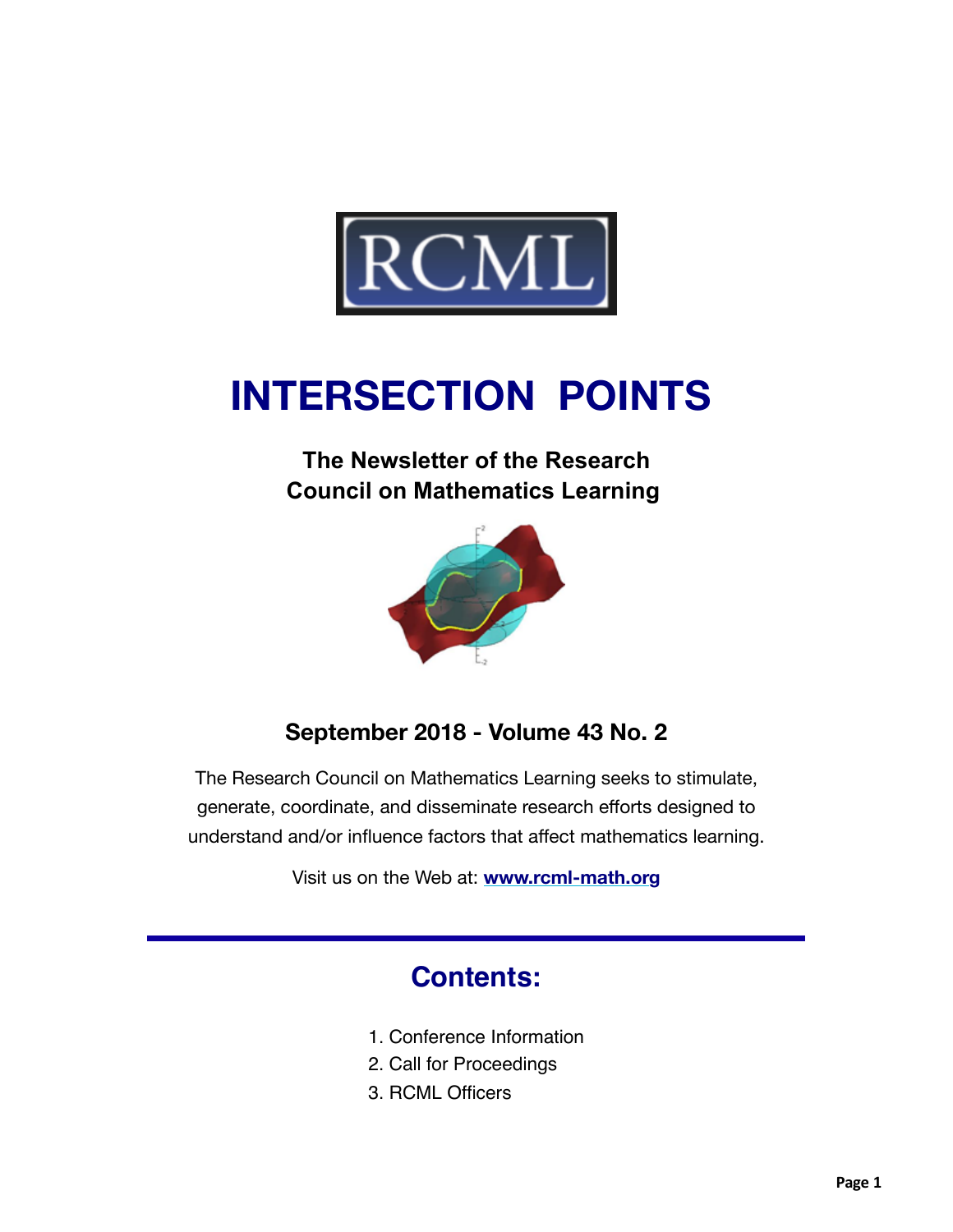RCML

# INTERSECTION POINTS

**The Newsletter of the Research Council on Mathematics Learning**

**September 2018 - Volume 43 No. 2**

The Research Council on Mathematics Learning seeks to stimulate, generate, coordinate, and disseminate research efforts designed to understand and/or influence factors that affect mathematics learning.

Visit us on the Web at: **www.rcml-math.org**

---

## Contents:

1. Conference Information
2. Call for Proceedings
3. RCML Officers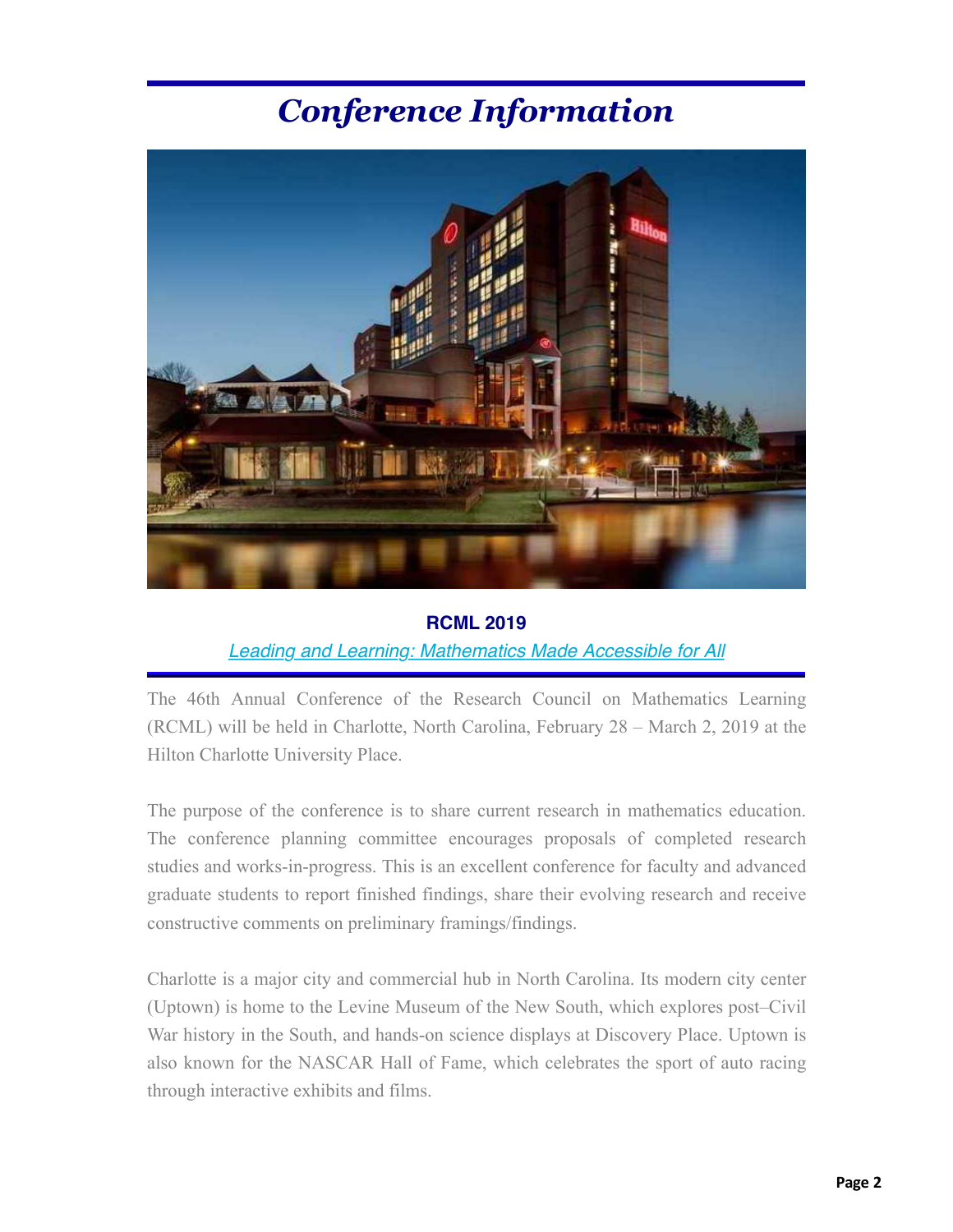# *Conference Information*

**RCML 2019**

*Leading and Learning: Mathematics Made Accessible for All*

The 46th Annual Conference of the Research Council on Mathematics Learning (RCML) will be held in Charlotte, North Carolina, February 28 – March 2, 2019 at the Hilton Charlotte University Place.

The purpose of the conference is to share current research in mathematics education. The conference planning committee encourages proposals of completed research studies and works-in-progress. This is an excellent conference for faculty and advanced graduate students to report finished findings, share their evolving research and receive constructive comments on preliminary framings/findings.

Charlotte is a major city and commercial hub in North Carolina. Its modern city center (Uptown) is home to the Levine Museum of the New South, which explores post–Civil War history in the South, and hands-on science displays at Discovery Place. Uptown is also known for the NASCAR Hall of Fame, which celebrates the sport of auto racing through interactive exhibits and films.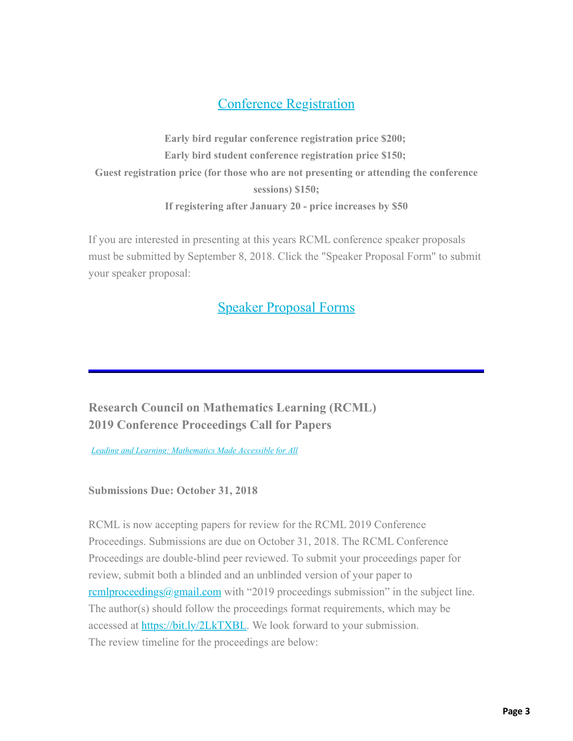## [Conference Registration]

**Early bird regular conference registration price $200;**
**Early bird student conference registration price $150;**
**Guest registration price (for those who are not presenting or attending the conference sessions) $150;**
**If registering after January 20 - price increases by $50**

If you are interested in presenting at this years RCML conference speaker proposals must be submitted by September 8, 2018. Click the "Speaker Proposal Form" to submit your speaker proposal:

## [Speaker Proposal Forms]

---

### Research Council on Mathematics Learning (RCML)
### 2019 Conference Proceedings Call for Papers

*[Leading and Learning: Mathematics Made Accessible for All]*

**Submissions Due: October 31, 2018**

RCML is now accepting papers for review for the RCML 2019 Conference Proceedings. Submissions are due on October 31, 2018. The RCML Conference Proceedings are double-blind peer reviewed. To submit your proceedings paper for review, submit both a blinded and an unblinded version of your paper to rcmlproceedings@gmail.com with "2019 proceedings submission" in the subject line. The author(s) should follow the proceedings format requirements, which may be accessed at https://bit.ly/2LkTXBL. We look forward to your submission.
The review timeline for the proceedings are below: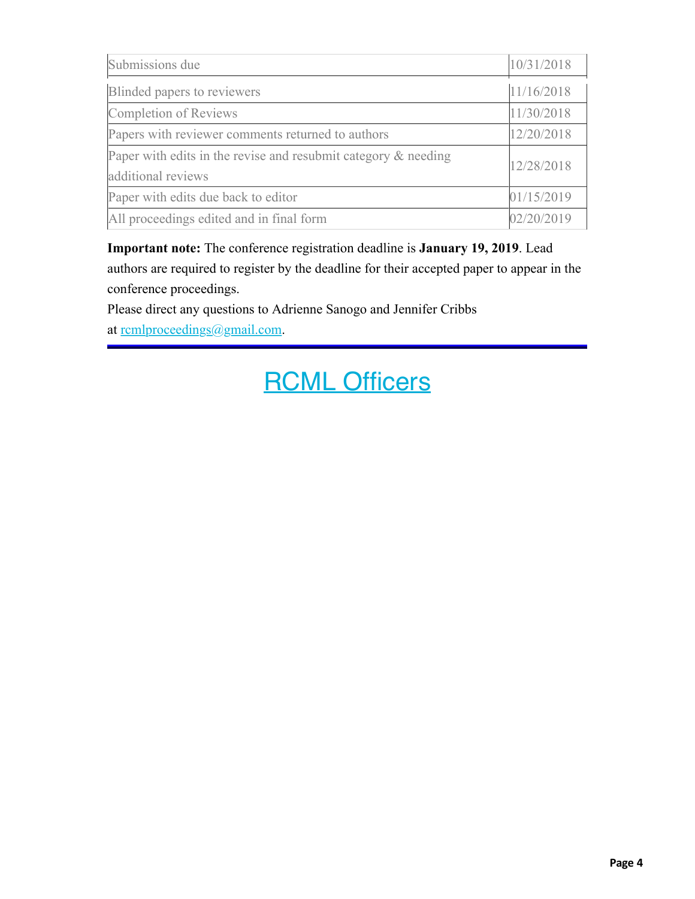| | |
|---|---|
| Submissions due | 10/31/2018 |
| Blinded papers to reviewers | 11/16/2018 |
| Completion of Reviews | 11/30/2018 |
| Papers with reviewer comments returned to authors | 12/20/2018 |
| Paper with edits in the revise and resubmit category & needing additional reviews | 12/28/2018 |
| Paper with edits due back to editor | 01/15/2019 |
| All proceedings edited and in final form | 02/20/2019 |

**Important note:** The conference registration deadline is **January 19, 2019**. Lead authors are required to register by the deadline for their accepted paper to appear in the conference proceedings.

Please direct any questions to Adrienne Sanogo and Jennifer Cribbs at rcmlproceedings@gmail.com.

---

# RCML Officers